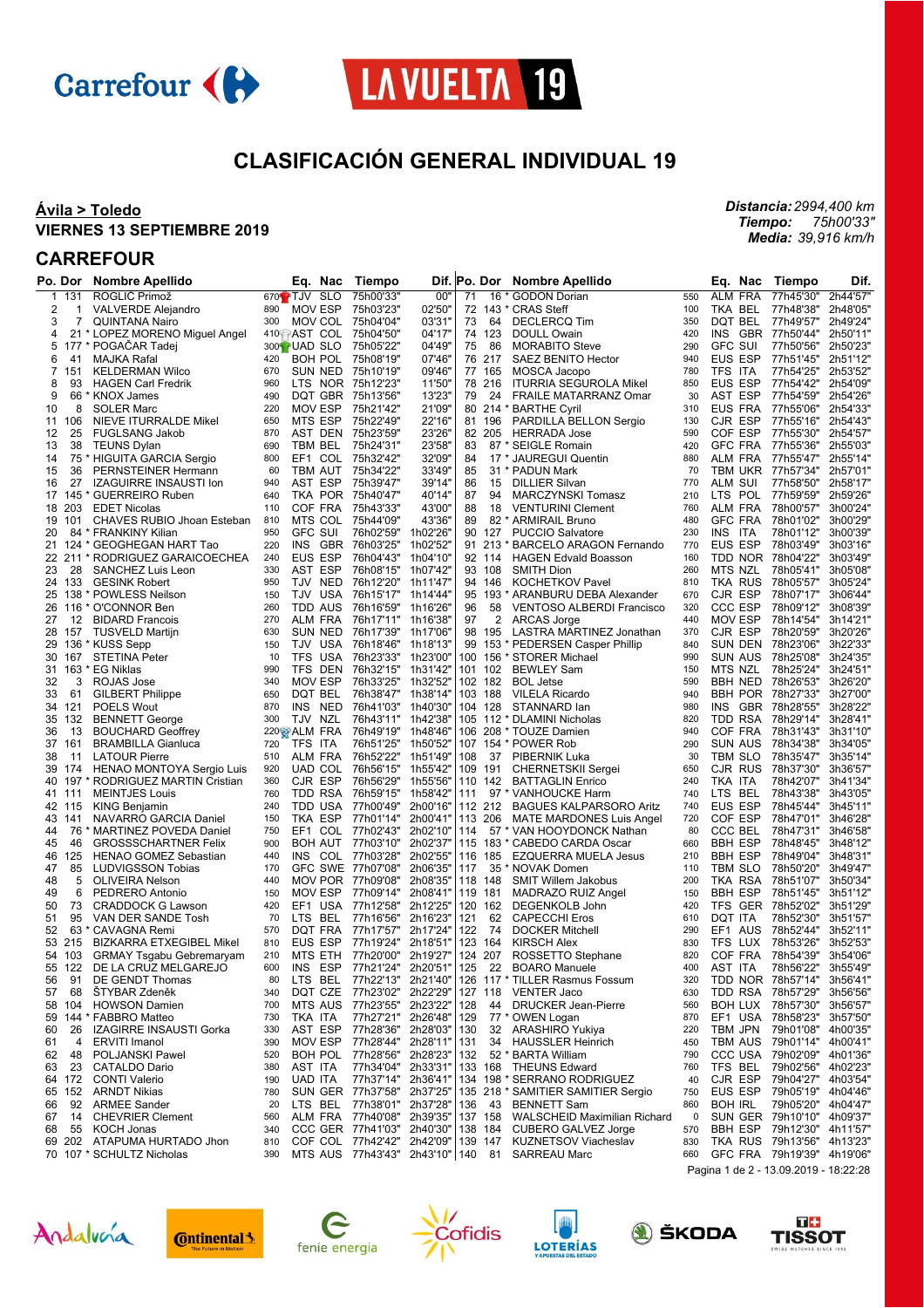# CLASIFICACIÓN GENERAL INDIVIDUAL 19

**Ávila > Toledo**
**VIERNES 13 SEPTIEMBRE 2019**

***Distancia:*** *2994,400 km*
***Tiempo:*** *75h00'33"*
***Media:*** *39,916 km/h*

## CARREFOUR

| Po. | Dor | Nombre Apellido | | Eq. | Nac | Tiempo | Dif. |
|---|---|---|---|---|---|---|---|
| 1 | 131 | ROGLIČ Primož | 670 | TJV | SLO | 75h00'33" | 00" |
| 2 | 1 | VALVERDE Alejandro | 890 | MOV | ESP | 75h03'23" | 02'50" |
| 3 | 7 | QUINTANA Nairo | 300 | MOV | COL | 75h04'04" | 03'31" |
| 4 | 21 * | LOPEZ MORENO Miguel Angel | 410 | AST | COL | 75h04'50" | 04'17" |
| 5 | 177 * | POGAČAR Tadej | 300 | UAD | SLO | 75h05'22" | 04'49" |
| 6 | 41 | MAJKA Rafal | 420 | BOH | POL | 75h08'19" | 07'46" |
| 7 | 151 | KELDERMAN Wilco | 670 | SUN | NED | 75h10'19" | 09'46" |
| 8 | 93 | HAGEN Carl Fredrik | 960 | LTS | NOR | 75h12'23" | 11'50" |
| 9 | 66 * | KNOX James | 490 | DQT | GBR | 75h13'56" | 13'23" |
| 10 | 8 | SOLER Marc | 220 | MOV | ESP | 75h21'42" | 21'09" |
| 11 | 106 | NIEVE ITURRALDE Mikel | 650 | MTS | ESP | 75h22'49" | 22'16" |
| 12 | 25 | FUGLSANG Jakob | 870 | AST | DEN | 75h23'59" | 23'26" |
| 13 | 38 | TEUNS Dylan | 690 | TBM | BEL | 75h24'31" | 23'58" |
| 14 | 75 * | HIGUITA GARCIA Sergio | 800 | EF1 | COL | 75h32'42" | 32'09" |
| 15 | 36 | PERNSTEINER Hermann | 60 | TBM | AUT | 75h34'22" | 33'49" |
| 16 | 27 | IZAGUIRRE INSAUSTI Ion | 940 | AST | ESP | 75h39'47" | 39'14" |
| 17 | 145 * | GUERREIRO Ruben | 640 | TKA | POR | 75h40'47" | 40'14" |
| 18 | 203 | EDET Nicolas | 110 | COF | FRA | 75h43'33" | 43'00" |
| 19 | 101 | CHAVES RUBIO Jhoan Esteban | 810 | MTS | COL | 75h44'09" | 43'36" |
| 20 | 84 * | FRANKINY Kilian | 950 | GFC | SUI | 76h02'59" | 1h02'26" |
| 21 | 124 * | GEOGHEGAN HART Tao | 220 | INS | GBR | 76h03'25" | 1h02'52" |
| 22 | 211 * | RODRIGUEZ GARAICOECHEA | 240 | EUS | ESP | 76h04'43" | 1h04'10" |
| 23 | 28 | SANCHEZ Luis Leon | 330 | AST | ESP | 76h08'15" | 1h07'42" |
| 24 | 133 | GESINK Robert | 950 | TJV | NED | 76h12'20" | 1h11'47" |
| 25 | 138 * | POWLESS Neilson | 150 | TJV | USA | 76h15'17" | 1h14'44" |
| 26 | 116 * | O'CONNOR Ben | 260 | TDD | AUS | 76h16'59" | 1h16'26" |
| 27 | 12 | BIDARD Francois | 270 | ALM | FRA | 76h17'11" | 1h16'38" |
| 28 | 157 | TUSVELD Martijn | 630 | SUN | NED | 76h17'39" | 1h17'06" |
| 29 | 136 * | KUSS Sepp | 150 | TJV | USA | 76h18'46" | 1h18'13" |
| 30 | 167 | STETINA Peter | 10 | TFS | USA | 76h23'33" | 1h23'00" |
| 31 | 163 * | EG Niklas | 990 | TFS | DEN | 76h32'15" | 1h31'42" |
| 32 | 3 | ROJAS Jose | 340 | MOV | ESP | 76h33'25" | 1h32'52" |
| 33 | 61 | GILBERT Philippe | 650 | DQT | BEL | 76h38'47" | 1h38'14" |
| 34 | 121 | POELS Wout | 870 | INS | NED | 76h41'03" | 1h40'30" |
| 35 | 132 | BENNETT George | 300 | TJV | NZL | 76h43'11" | 1h42'38" |
| 36 | 13 | BOUCHARD Geoffrey | 220 | ALM | FRA | 76h49'19" | 1h48'46" |
| 37 | 161 | BRAMBILLA Gianluca | 720 | TFS | ITA | 76h51'25" | 1h50'52" |
| 38 | 11 | LATOUR Pierre | 510 | ALM | FRA | 76h52'22" | 1h51'49" |
| 39 | 174 | HENAO MONTOYA Sergio Luis | 920 | UAD | COL | 76h56'15" | 1h55'42" |
| 40 | 197 * | RODRIGUEZ MARTIN Cristian | 360 | CJR | ESP | 76h56'29" | 1h55'56" |
| 41 | 111 | MEINTJES Louis | 760 | TDD | RSA | 76h59'15" | 1h58'42" |
| 42 | 115 | KING Benjamin | 240 | TDD | USA | 77h00'49" | 2h00'16" |
| 43 | 141 | NAVARRO GARCIA Daniel | 150 | TKA | ESP | 77h01'14" | 2h00'41" |
| 44 | 76 * | MARTINEZ POVEDA Daniel | 750 | EF1 | COL | 77h02'43" | 2h02'10" |
| 45 | 46 | GROSSSCHARTNER Felix | 900 | BOH | AUT | 77h03'10" | 2h02'37" |
| 46 | 125 | HENAO GOMEZ Sebastian | 440 | INS | COL | 77h03'28" | 2h02'55" |
| 47 | 85 | LUDVIGSSON Tobias | 170 | GFC | SWE | 77h07'08" | 2h06'35" |
| 48 | 5 | OLIVEIRA Nelson | 440 | MOV | POR | 77h09'08" | 2h08'35" |
| 49 | 6 | PEDRERO Antonio | 150 | MOV | ESP | 77h09'14" | 2h08'41" |
| 50 | 73 | CRADDOCK G Lawson | 420 | EF1 | USA | 77h12'58" | 2h12'25" |
| 51 | 95 | VAN DER SANDE Tosh | 70 | LTS | BEL | 77h16'56" | 2h16'23" |
| 52 | 63 * | CAVAGNA Remi | 570 | DQT | FRA | 77h17'57" | 2h17'24" |
| 53 | 215 | BIZKARRA ETXEGIBEL Mikel | 810 | EUS | ESP | 77h19'24" | 2h18'51" |
| 54 | 103 | GRMAY Tsgabu Gebremaryam | 210 | MTS | ETH | 77h20'00" | 2h19'27" |
| 55 | 122 | DE LA CRUZ MELGAREJO | 600 | INS | ESP | 77h21'24" | 2h20'51" |
| 56 | 91 | DE GENDT Thomas | 80 | LTS | BEL | 77h22'13" | 2h21'40" |
| 57 | 68 | ŠTYBAR Zdeněk | 340 | DQT | CZE | 77h23'02" | 2h22'29" |
| 58 | 104 | HOWSON Damien | 700 | MTS | AUS | 77h23'55" | 2h23'22" |
| 59 | 144 * | FABBRO Matteo | 730 | TKA | ITA | 77h27'21" | 2h26'48" |
| 60 | 26 | IZAGIRRE INSAUSTI Gorka | 330 | AST | ESP | 77h28'36" | 2h28'03" |
| 61 | 4 | ERVITI Imanol | 390 | MOV | ESP | 77h28'44" | 2h28'11" |
| 62 | 48 | POLJANSKI Pawel | 520 | BOH | POL | 77h28'56" | 2h28'23" |
| 63 | 23 | CATALDO Dario | 380 | AST | ITA | 77h34'04" | 2h33'31" |
| 64 | 172 | CONTI Valerio | 190 | UAD | ITA | 77h37'14" | 2h36'41" |
| 65 | 152 | ARNDT Nikias | 780 | SUN | GER | 77h37'58" | 2h37'25" |
| 66 | 92 | ARMEE Sander | 20 | LTS | BEL | 77h38'01" | 2h37'28" |
| 67 | 14 | CHEVRIER Clement | 560 | ALM | FRA | 77h40'08" | 2h39'35" |
| 68 | 55 | KOCH Jonas | 340 | CCC | GER | 77h41'03" | 2h40'30" |
| 69 | 202 | ATAPUMA HURTADO Jhon | 810 | COF | COL | 77h42'42" | 2h42'09" |
| 70 | 107 * | SCHULTZ Nicholas | 390 | MTS | AUS | 77h43'43" | 2h43'10" |
| 71 | 16 * | GODON Dorian | 550 | ALM | FRA | 77h45'30" | 2h44'57" |
| 72 | 143 * | CRAS Steff | 100 | TKA | BEL | 77h48'38" | 2h48'05" |
| 73 | 64 | DECLERCQ Tim | 350 | DQT | BEL | 77h49'57" | 2h49'24" |
| 74 | 123 | DOULL Owain | 420 | INS | GBR | 77h50'44" | 2h50'11" |
| 75 | 86 | MORABITO Steve | 290 | GFC | SUI | 77h50'56" | 2h50'23" |
| 76 | 217 | SAEZ BENITO Hector | 940 | EUS | ESP | 77h51'45" | 2h51'12" |
| 77 | 165 | MOSCA Jacopo | 780 | TFS | ITA | 77h54'25" | 2h53'52" |
| 78 | 216 | ITURRIA SEGUROLA Mikel | 850 | EUS | ESP | 77h54'42" | 2h54'09" |
| 79 | 24 | FRAILE MATARRANZ Omar | 30 | AST | ESP | 77h54'59" | 2h54'26" |
| 80 | 214 * | BARTHE Cyril | 310 | EUS | FRA | 77h55'06" | 2h54'33" |
| 81 | 196 | PARDILLA BELLON Sergio | 130 | CJR | ESP | 77h55'16" | 2h54'43" |
| 82 | 205 | HERRADA Jose | 590 | COF | ESP | 77h55'30" | 2h54'57" |
| 83 | 87 * | SEIGLE Romain | 420 | GFC | FRA | 77h55'36" | 2h55'03" |
| 84 | 17 * | JAUREGUI Quentin | 880 | ALM | FRA | 77h55'47" | 2h55'14" |
| 85 | 31 * | PADUN Mark | 70 | TBM | UKR | 77h57'34" | 2h57'01" |
| 86 | 15 | DILLIER Silvan | 770 | ALM | SUI | 77h58'50" | 2h58'17" |
| 87 | 94 | MARCZYNSKI Tomasz | 210 | LTS | POL | 77h59'59" | 2h59'26" |
| 88 | 18 | VENTURINI Clement | 760 | ALM | FRA | 78h00'57" | 3h00'24" |
| 89 | 82 * | ARMIRAIL Bruno | 480 | GFC | FRA | 78h01'02" | 3h00'29" |
| 90 | 127 | PUCCIO Salvatore | 230 | INS | ITA | 78h01'12" | 3h00'39" |
| 91 | 213 * | BARCELO ARAGON Fernando | 770 | EUS | ESP | 78h03'49" | 3h03'16" |
| 92 | 114 | HAGEN Edvald Boasson | 160 | TDD | NOR | 78h04'22" | 3h03'49" |
| 93 | 108 | SMITH Dion | 260 | MTS | NZL | 78h05'41" | 3h05'08" |
| 94 | 146 | KOCHETKOV Pavel | 810 | TKA | RUS | 78h05'57" | 3h05'24" |
| 95 | 193 * | ARANBURU DEBA Alexander | 670 | CJR | ESP | 78h07'17" | 3h06'44" |
| 96 | 58 | VENTOSO ALBERDI Francisco | 320 | CCC | ESP | 78h09'12" | 3h08'39" |
| 97 | 2 | ARCAS Jorge | 440 | MOV | ESP | 78h14'54" | 3h14'21" |
| 98 | 195 | LASTRA MARTINEZ Jonathan | 370 | CJR | ESP | 78h20'59" | 3h20'26" |
| 99 | 153 * | PEDERSEN Casper Phillip | 840 | SUN | DEN | 78h23'06" | 3h22'33" |
| 100 | 156 * | STORER Michael | 990 | SUN | AUS | 78h25'08" | 3h24'35" |
| 101 | 102 | BEWLEY Sam | 150 | MTS | NZL | 78h25'24" | 3h24'51" |
| 102 | 182 | BOL Jetse | 590 | BBH | NED | 78h26'53" | 3h26'20" |
| 103 | 188 | VILELA Ricardo | 840 | BBH | POR | 78h27'33" | 3h27'00" |
| 104 | 128 | STANNARD Ian | 980 | INS | GBR | 78h28'55" | 3h28'22" |
| 105 | 112 * | DLAMINI Nicholas | 820 | TDD | RSA | 78h29'14" | 3h28'41" |
| 106 | 208 * | TOUZE Damien | 940 | COF | FRA | 78h31'43" | 3h31'10" |
| 107 | 154 * | POWER Rob | 290 | SUN | AUS | 78h34'38" | 3h34'05" |
| 108 | 37 | PIBERNIK Luka | 30 | TBM | SLO | 78h35'47" | 3h35'14" |
| 109 | 191 | CHERNETSKII Sergei | 650 | CJR | RUS | 78h37'30" | 3h36'57" |
| 110 | 142 | BATTAGLIN Enrico | 240 | TKA | ITA | 78h42'07" | 3h41'34" |
| 111 | 97 * | VANHOUCKE Harm | 740 | LTS | BEL | 78h43'38" | 3h43'05" |
| 112 | 212 | BAGUES KALPARSORO Aritz | 740 | EUS | ESP | 78h45'44" | 3h45'11" |
| 113 | 206 | MATE MARDONES Luis Angel | 720 | COF | ESP | 78h47'01" | 3h46'28" |
| 114 | 57 * | VAN HOOYDONCK Nathan | 80 | CCC | BEL | 78h47'31" | 3h46'58" |
| 115 | 183 * | CABEDO CARDA Oscar | 660 | BBH | ESP | 78h48'45" | 3h48'12" |
| 116 | 185 | EZQUERRA MUELA Jesus | 210 | BBH | ESP | 78h49'04" | 3h48'31" |
| 117 | 35 * | NOVAK Domen | 110 | TBM | SLO | 78h50'20" | 3h49'47" |
| 118 | 148 | SMIT Willem Jakobus | 200 | TKA | RSA | 78h51'07" | 3h50'34" |
| 119 | 181 | MADRAZO RUIZ Angel | 150 | BBH | ESP | 78h51'45" | 3h51'12" |
| 120 | 162 | DEGENKOLB John | 420 | TFS | GER | 78h52'02" | 3h51'29" |
| 121 | 62 | CAPECCHI Eros | 610 | DQT | ITA | 78h52'30" | 3h51'57" |
| 122 | 74 | DOCKER Mitchell | 290 | EF1 | AUS | 78h52'44" | 3h52'11" |
| 123 | 164 | KIRSCH Alex | 830 | TFS | LUX | 78h53'26" | 3h52'53" |
| 124 | 207 | ROSSETTO Stephane | 820 | COF | FRA | 78h54'39" | 3h54'06" |
| 125 | 22 | BOARO Manuele | 400 | AST | ITA | 78h56'22" | 3h55'49" |
| 126 | 117 * | TILLER Rasmus Fossum | 320 | TDD | NOR | 78h57'14" | 3h56'41" |
| 127 | 118 | VENTER Jaco | 630 | TDD | RSA | 78h57'29" | 3h56'56" |
| 128 | 44 | DRUCKER Jean-Pierre | 560 | BOH | LUX | 78h57'30" | 3h56'57" |
| 129 | 77 * | OWEN Logan | 870 | EF1 | USA | 78h58'23" | 3h57'50" |
| 130 | 32 | ARASHIRO Yukiya | 220 | TBM | JPN | 79h01'08" | 4h00'35" |
| 131 | 34 | HAUSSLER Heinrich | 450 | TBM | AUS | 79h01'14" | 4h00'41" |
| 132 | 52 * | BARTA William | 790 | CCC | USA | 79h02'09" | 4h01'36" |
| 133 | 168 | THEUNS Edward | 760 | TFS | BEL | 79h02'56" | 4h02'23" |
| 134 | 198 * | SERRANO RODRIGUEZ | 40 | CJR | ESP | 79h04'27" | 4h03'54" |
| 135 | 218 * | SAMITIER SAMITIER Sergio | 750 | EUS | ESP | 79h05'19" | 4h04'46" |
| 136 | 43 | BENNETT Sam | 860 | BOH | IRL | 79h05'20" | 4h04'47" |
| 137 | 158 | WALSCHEID Maximilian Richard | 0 | SUN | GER | 79h10'10" | 4h09'37" |
| 138 | 184 | CUBERO GALVEZ Jorge | 570 | BBH | ESP | 79h12'30" | 4h11'57" |
| 139 | 147 | KUZNETSOV Viacheslav | 830 | TKA | RUS | 79h13'56" | 4h13'23" |
| 140 | 81 | SARREAU Marc | 660 | GFC | FRA | 79h19'39" | 4h19'06" |

Pagina 1 de 2 - 13.09.2019 - 18:22:28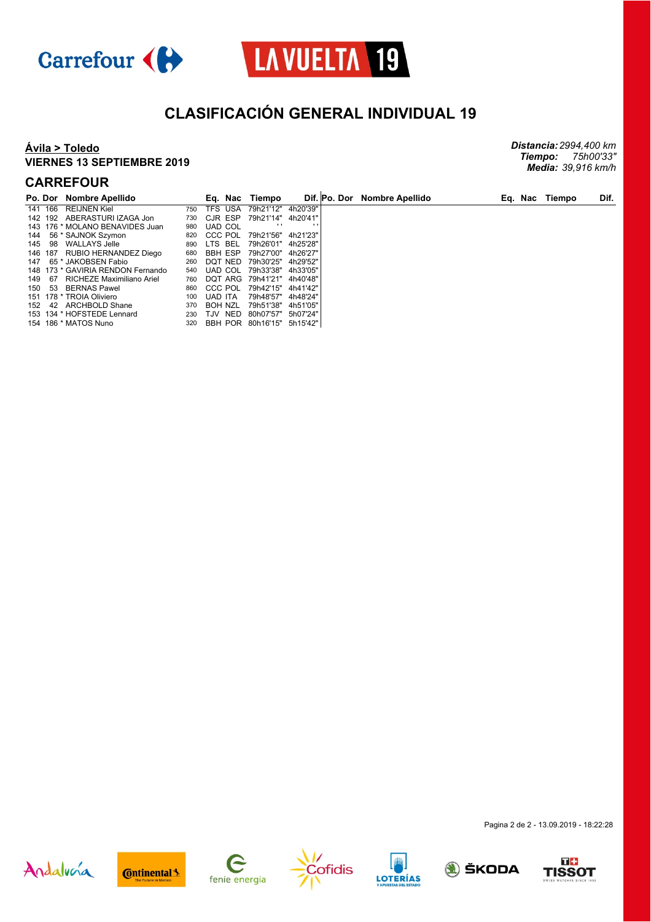# CLASIFICACIÓN GENERAL INDIVIDUAL 19

**Ávila > Toledo**
**VIERNES 13 SEPTIEMBRE 2019**

***Distancia:*** *2994,400 km*
***Tiempo:*** *75h00'33"*
***Media:*** *39,916 km/h*

## CARREFOUR

| Po. | Dor | Nombre Apellido | | Eq. | Nac | Tiempo | Dif. |
|---|---|---|---|---|---|---|---|
| 141 | 166 | REIJNEN Kiel | 750 | TFS | USA | 79h21'12" | 4h20'39" |
| 142 | 192 | ABERASTURI IZAGA Jon | 730 | CJR | ESP | 79h21'14" | 4h20'41" |
| 143 | 176 | * MOLANO BENAVIDES Juan | 980 | UAD | COL | " | " |
| 144 | 56 | * SAJNOK Szymon | 820 | CCC | POL | 79h21'56" | 4h21'23" |
| 145 | 98 | WALLAYS Jelle | 890 | LTS | BEL | 79h26'01" | 4h25'28" |
| 146 | 187 | RUBIO HERNANDEZ Diego | 680 | BBH | ESP | 79h27'00" | 4h26'27" |
| 147 | 65 | * JAKOBSEN Fabio | 260 | DQT | NED | 79h30'25" | 4h29'52" |
| 148 | 173 | * GAVIRIA RENDON Fernando | 540 | UAD | COL | 79h33'38" | 4h33'05" |
| 149 | 67 | RICHEZE Maximiliano Ariel | 760 | DQT | ARG | 79h41'21" | 4h40'48" |
| 150 | 53 | BERNAS Pawel | 860 | CCC | POL | 79h42'15" | 4h41'42" |
| 151 | 178 | * TROIA Oliviero | 100 | UAD | ITA | 79h48'57" | 4h48'24" |
| 152 | 42 | ARCHBOLD Shane | 370 | BOH | NZL | 79h51'38" | 4h51'05" |
| 153 | 134 | * HOFSTEDE Lennard | 230 | TJV | NED | 80h07'57" | 5h07'24" |
| 154 | 186 | * MATOS Nuno | 320 | BBH | POR | 80h16'15" | 5h15'42" |

13.09.2019 - 18:22:28